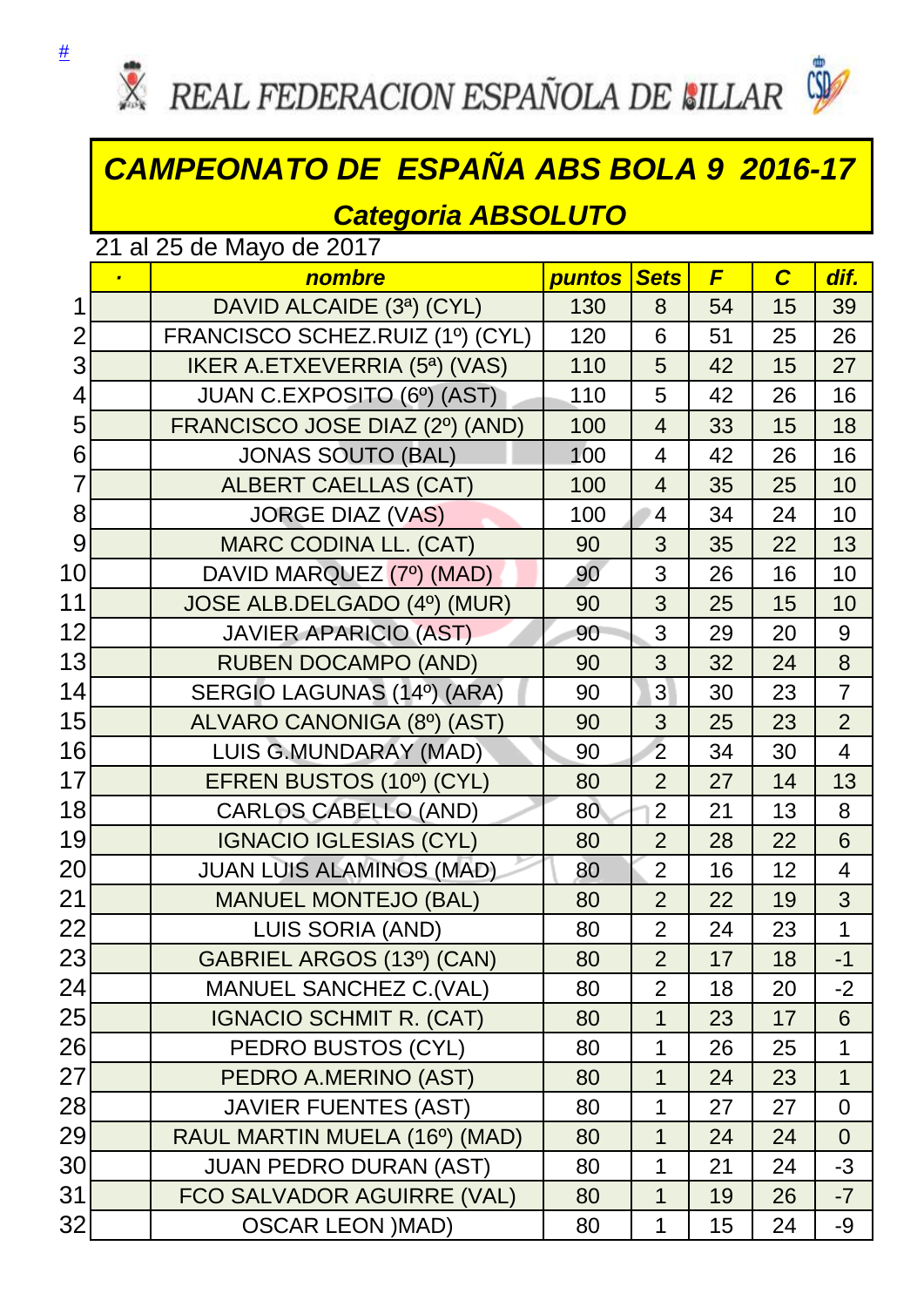REAL FEDERACION ESPAÑOLA DE BILLAR

# CAMPEONATO DE ESPAÑA ABS BOLA 9 2016-17

## Categoria ABSOLUTO

21 al 25 de Mayo de 2017

| | · | nombre | puntos | Sets | F | C | dif. |
|---|---|---|---|---|---|---|---|
| 1 | | DAVID ALCAIDE (3ª) (CYL) | 130 | 8 | 54 | 15 | 39 |
| 2 | | FRANCISCO SCHEZ.RUIZ (1º) (CYL) | 120 | 6 | 51 | 25 | 26 |
| 3 | | IKER A.ETXEVERRIA (5ª) (VAS) | 110 | 5 | 42 | 15 | 27 |
| 4 | | JUAN C.EXPOSITO (6º) (AST) | 110 | 5 | 42 | 26 | 16 |
| 5 | | FRANCISCO JOSE DIAZ (2º) (AND) | 100 | 4 | 33 | 15 | 18 |
| 6 | | JONAS SOUTO (BAL) | 100 | 4 | 42 | 26 | 16 |
| 7 | | ALBERT CAELLAS (CAT) | 100 | 4 | 35 | 25 | 10 |
| 8 | | JORGE DIAZ (VAS) | 100 | 4 | 34 | 24 | 10 |
| 9 | | MARC CODINA LL. (CAT) | 90 | 3 | 35 | 22 | 13 |
| 10 | | DAVID MARQUEZ (7º) (MAD) | 90 | 3 | 26 | 16 | 10 |
| 11 | | JOSE ALB.DELGADO (4º) (MUR) | 90 | 3 | 25 | 15 | 10 |
| 12 | | JAVIER APARICIO (AST) | 90 | 3 | 29 | 20 | 9 |
| 13 | | RUBEN DOCAMPO (AND) | 90 | 3 | 32 | 24 | 8 |
| 14 | | SERGIO LAGUNAS (14º) (ARA) | 90 | 3 | 30 | 23 | 7 |
| 15 | | ALVARO CANONIGA (8º) (AST) | 90 | 3 | 25 | 23 | 2 |
| 16 | | LUIS G.MUNDARAY (MAD) | 90 | 2 | 34 | 30 | 4 |
| 17 | | EFREN BUSTOS (10º) (CYL) | 80 | 2 | 27 | 14 | 13 |
| 18 | | CARLOS CABELLO (AND) | 80 | 2 | 21 | 13 | 8 |
| 19 | | IGNACIO IGLESIAS (CYL) | 80 | 2 | 28 | 22 | 6 |
| 20 | | JUAN LUIS ALAMINOS (MAD) | 80 | 2 | 16 | 12 | 4 |
| 21 | | MANUEL MONTEJO (BAL) | 80 | 2 | 22 | 19 | 3 |
| 22 | | LUIS SORIA (AND) | 80 | 2 | 24 | 23 | 1 |
| 23 | | GABRIEL ARGOS (13º) (CAN) | 80 | 2 | 17 | 18 | -1 |
| 24 | | MANUEL SANCHEZ C.(VAL) | 80 | 2 | 18 | 20 | -2 |
| 25 | | IGNACIO SCHMIT R. (CAT) | 80 | 1 | 23 | 17 | 6 |
| 26 | | PEDRO BUSTOS (CYL) | 80 | 1 | 26 | 25 | 1 |
| 27 | | PEDRO A.MERINO (AST) | 80 | 1 | 24 | 23 | 1 |
| 28 | | JAVIER FUENTES (AST) | 80 | 1 | 27 | 27 | 0 |
| 29 | | RAUL MARTIN MUELA (16º) (MAD) | 80 | 1 | 24 | 24 | 0 |
| 30 | | JUAN PEDRO DURAN (AST) | 80 | 1 | 21 | 24 | -3 |
| 31 | | FCO SALVADOR AGUIRRE (VAL) | 80 | 1 | 19 | 26 | -7 |
| 32 | | OSCAR LEON )MAD) | 80 | 1 | 15 | 24 | -9 |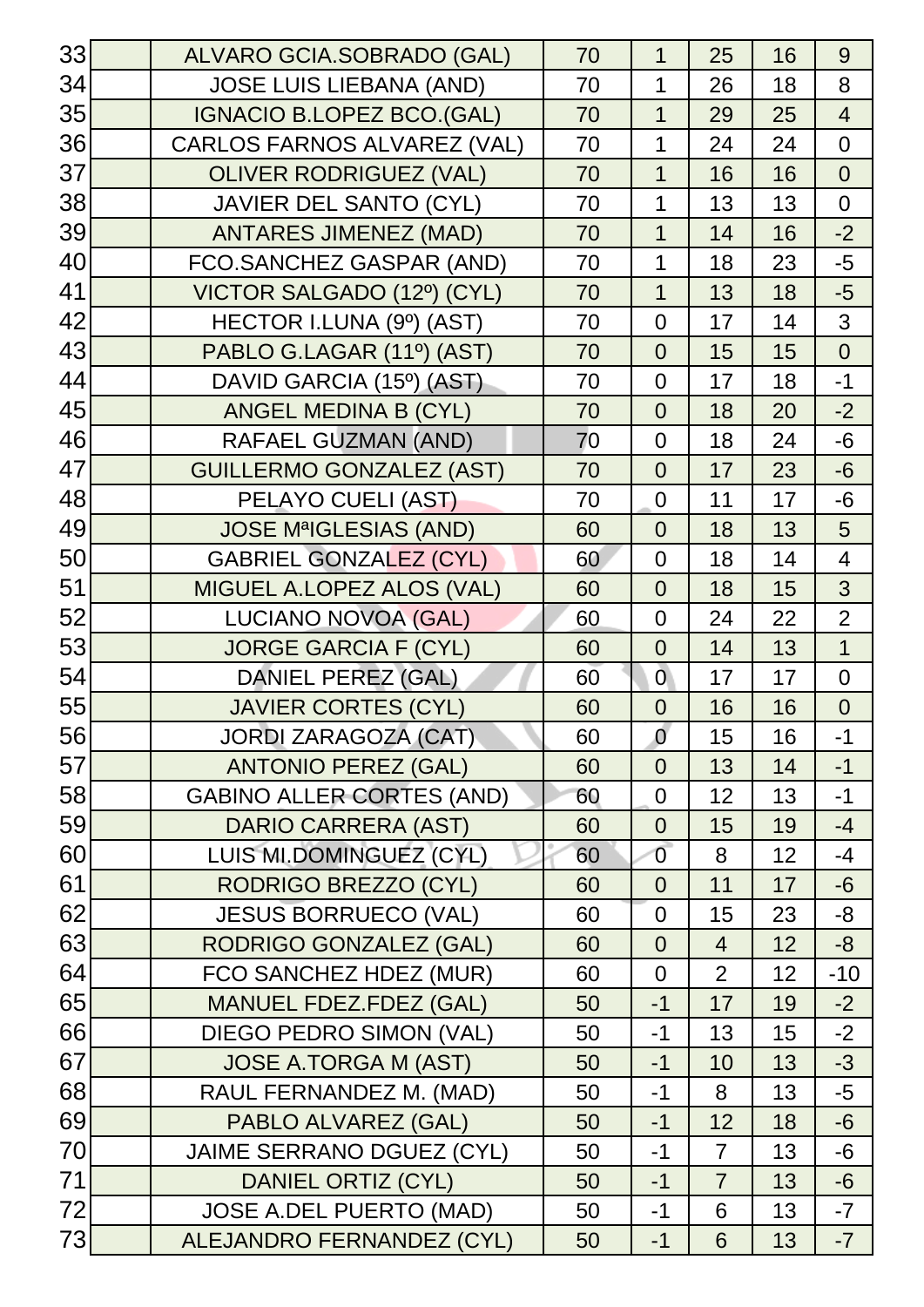| | | | | | | | |
|---|---|---|---|---|---|---|---|
| 33 | | ALVARO GCIA.SOBRADO (GAL) | 70 | 1 | 25 | 16 | 9 |
| 34 | | JOSE LUIS LIEBANA (AND) | 70 | 1 | 26 | 18 | 8 |
| 35 | | IGNACIO B.LOPEZ BCO.(GAL) | 70 | 1 | 29 | 25 | 4 |
| 36 | | CARLOS FARNOS ALVAREZ (VAL) | 70 | 1 | 24 | 24 | 0 |
| 37 | | OLIVER RODRIGUEZ (VAL) | 70 | 1 | 16 | 16 | 0 |
| 38 | | JAVIER DEL SANTO (CYL) | 70 | 1 | 13 | 13 | 0 |
| 39 | | ANTARES JIMENEZ (MAD) | 70 | 1 | 14 | 16 | -2 |
| 40 | | FCO.SANCHEZ GASPAR (AND) | 70 | 1 | 18 | 23 | -5 |
| 41 | | VICTOR SALGADO (12º) (CYL) | 70 | 1 | 13 | 18 | -5 |
| 42 | | HECTOR I.LUNA (9º) (AST) | 70 | 0 | 17 | 14 | 3 |
| 43 | | PABLO G.LAGAR (11º) (AST) | 70 | 0 | 15 | 15 | 0 |
| 44 | | DAVID GARCIA (15º) (AST) | 70 | 0 | 17 | 18 | -1 |
| 45 | | ANGEL MEDINA B (CYL) | 70 | 0 | 18 | 20 | -2 |
| 46 | | RAFAEL GUZMAN (AND) | 70 | 0 | 18 | 24 | -6 |
| 47 | | GUILLERMO GONZALEZ (AST) | 70 | 0 | 17 | 23 | -6 |
| 48 | | PELAYO CUELI (AST) | 70 | 0 | 11 | 17 | -6 |
| 49 | | JOSE MªIGLESIAS (AND) | 60 | 0 | 18 | 13 | 5 |
| 50 | | GABRIEL GONZALEZ (CYL) | 60 | 0 | 18 | 14 | 4 |
| 51 | | MIGUEL A.LOPEZ ALOS (VAL) | 60 | 0 | 18 | 15 | 3 |
| 52 | | LUCIANO NOVOA (GAL) | 60 | 0 | 24 | 22 | 2 |
| 53 | | JORGE GARCIA F (CYL) | 60 | 0 | 14 | 13 | 1 |
| 54 | | DANIEL PEREZ (GAL) | 60 | 0 | 17 | 17 | 0 |
| 55 | | JAVIER CORTES (CYL) | 60 | 0 | 16 | 16 | 0 |
| 56 | | JORDI ZARAGOZA (CAT) | 60 | 0 | 15 | 16 | -1 |
| 57 | | ANTONIO PEREZ (GAL) | 60 | 0 | 13 | 14 | -1 |
| 58 | | GABINO ALLER CORTES (AND) | 60 | 0 | 12 | 13 | -1 |
| 59 | | DARIO CARRERA (AST) | 60 | 0 | 15 | 19 | -4 |
| 60 | | LUIS MI.DOMINGUEZ (CYL) | 60 | 0 | 8 | 12 | -4 |
| 61 | | RODRIGO BREZZO (CYL) | 60 | 0 | 11 | 17 | -6 |
| 62 | | JESUS BORRUECO (VAL) | 60 | 0 | 15 | 23 | -8 |
| 63 | | RODRIGO GONZALEZ (GAL) | 60 | 0 | 4 | 12 | -8 |
| 64 | | FCO SANCHEZ HDEZ (MUR) | 60 | 0 | 2 | 12 | -10 |
| 65 | | MANUEL FDEZ.FDEZ (GAL) | 50 | -1 | 17 | 19 | -2 |
| 66 | | DIEGO PEDRO SIMON (VAL) | 50 | -1 | 13 | 15 | -2 |
| 67 | | JOSE A.TORGA M (AST) | 50 | -1 | 10 | 13 | -3 |
| 68 | | RAUL FERNANDEZ M. (MAD) | 50 | -1 | 8 | 13 | -5 |
| 69 | | PABLO ALVAREZ (GAL) | 50 | -1 | 12 | 18 | -6 |
| 70 | | JAIME SERRANO DGUEZ (CYL) | 50 | -1 | 7 | 13 | -6 |
| 71 | | DANIEL ORTIZ (CYL) | 50 | -1 | 7 | 13 | -6 |
| 72 | | JOSE A.DEL PUERTO (MAD) | 50 | -1 | 6 | 13 | -7 |
| 73 | | ALEJANDRO FERNANDEZ (CYL) | 50 | -1 | 6 | 13 | -7 |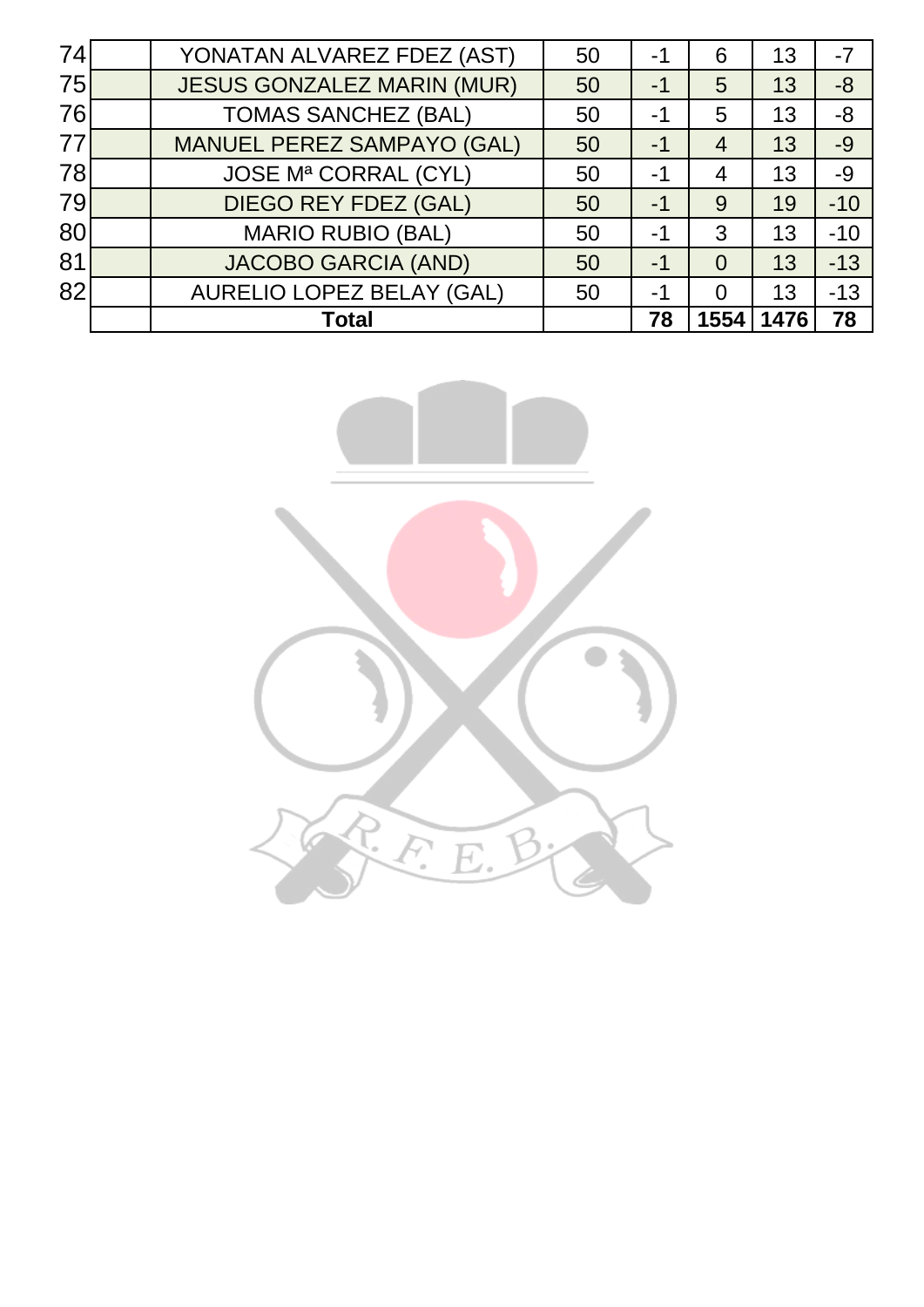| | | | | | | | |
|---|---|---|---|---|---|---|---|
| 74 | | YONATAN ALVAREZ FDEZ (AST) | 50 | -1 | 6 | 13 | -7 |
| 75 | | JESUS GONZALEZ MARIN (MUR) | 50 | -1 | 5 | 13 | -8 |
| 76 | | TOMAS SANCHEZ (BAL) | 50 | -1 | 5 | 13 | -8 |
| 77 | | MANUEL PEREZ SAMPAYO (GAL) | 50 | -1 | 4 | 13 | -9 |
| 78 | | JOSE Mª CORRAL (CYL) | 50 | -1 | 4 | 13 | -9 |
| 79 | | DIEGO REY FDEZ (GAL) | 50 | -1 | 9 | 19 | -10 |
| 80 | | MARIO RUBIO (BAL) | 50 | -1 | 3 | 13 | -10 |
| 81 | | JACOBO GARCIA (AND) | 50 | -1 | 0 | 13 | -13 |
| 82 | | AURELIO LOPEZ BELAY (GAL) | 50 | -1 | 0 | 13 | -13 |
| | | **Total** | | **78** | **1554** | **1476** | **78** |